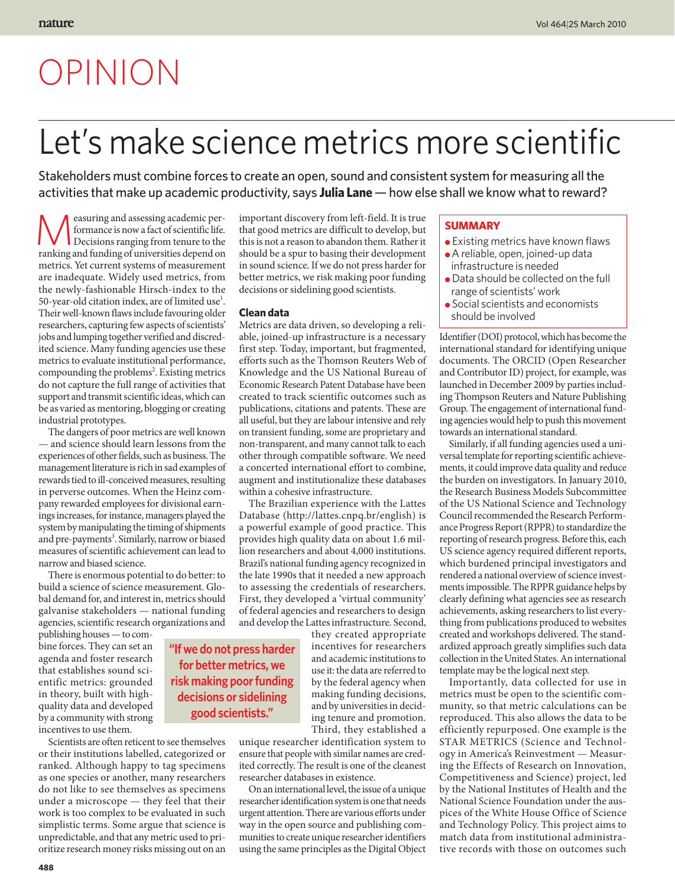# OPINION

# Let's make science metrics more scientific

Stakeholders must combine forces to create an open, sound and consistent system for measuring all the activities that make up academic productivity, says **Julia Lane** — how else shall we know what to reward?

Measuring and assessing academic performance is now a fact of scientific life. Decisions ranging from tenure to the ranking and funding of universities depend on metrics. Yet current systems of measurement are inadequate. Widely used metrics, from the newly-fashionable Hirsch-index to the 50-year-old citation index, are of limited use[1]. Their well-known flaws include favouring older researchers, capturing few aspects of scientists' jobs and lumping together verified and discredited science. Many funding agencies use these metrics to evaluate institutional performance, compounding the problems[2]. Existing metrics do not capture the full range of activities that support and transmit scientific ideas, which can be as varied as mentoring, blogging or creating industrial prototypes.

The dangers of poor metrics are well known — and science should learn lessons from the experiences of other fields, such as business. The management literature is rich in sad examples of rewards tied to ill-conceived measures, resulting in perverse outcomes. When the Heinz company rewarded employees for divisional earnings increases, for instance, managers played the system by manipulating the timing of shipments and pre-payments[3]. Similarly, narrow or biased measures of scientific achievement can lead to narrow and biased science.

There is enormous potential to do better: to build a science of science measurement. Global demand for, and interest in, metrics should galvanise stakeholders — national funding agencies, scientific research organizations and publishing houses — to combine forces. They can set an agenda and foster research that establishes sound scientific metrics: grounded in theory, built with high-quality data and developed by a community with strong incentives to use them.

Scientists are often reticent to see themselves or their institutions labelled, categorized or ranked. Although happy to tag specimens as one species or another, many researchers do not like to see themselves as specimens under a microscope — they feel that their work is too complex to be evaluated in such simplistic terms. Some argue that science is unpredictable, and that any metric used to prioritize research money risks missing out on an important discovery from left-field. It is true that good metrics are difficult to develop, but this is not a reason to abandon them. Rather it should be a spur to basing their development in sound science. If we do not press harder for better metrics, we risk making poor funding decisions or sidelining good scientists.

> "If we do not press harder for better metrics, we risk making poor funding decisions or sidelining good scientists."

## Clean data

Metrics are data driven, so developing a reliable, joined-up infrastructure is a necessary first step. Today, important, but fragmented, efforts such as the Thomson Reuters Web of Knowledge and the US National Bureau of Economic Research Patent Database have been created to track scientific outcomes such as publications, citations and patents. These are all useful, but they are labour intensive and rely on transient funding, some are proprietary and non-transparent, and many cannot talk to each other through compatible software. We need a concerted international effort to combine, augment and institutionalize these databases within a cohesive infrastructure.

The Brazilian experience with the Lattes Database (http://lattes.cnpq.br/english) is a powerful example of good practice. This provides high quality data on about 1.6 million researchers and about 4,000 institutions. Brazil's national funding agency recognized in the late 1990s that it needed a new approach to assessing the credentials of researchers. First, they developed a 'virtual community' of federal agencies and researchers to design and develop the Lattes infrastructure. Second, they created appropriate incentives for researchers and academic institutions to use it: the data are referred to by the federal agency when making funding decisions, and by universities in deciding tenure and promotion. Third, they established a unique researcher identification system to ensure that people with similar names are credited correctly. The result is one of the cleanest researcher databases in existence.

On an international level, the issue of a unique researcher identification system is one that needs urgent attention. There are various efforts under way in the open source and publishing communities to create unique researcher identifiers using the same principles as the Digital Object Identifier (DOI) protocol, which has become the international standard for identifying unique documents. The ORCID (Open Researcher and Contributor ID) project, for example, was launched in December 2009 by parties including Thompson Reuters and Nature Publishing Group. The engagement of international funding agencies would help to push this movement towards an international standard.

> **SUMMARY**
> - Existing metrics have known flaws
> - A reliable, open, joined-up data infrastructure is needed
> - Data should be collected on the full range of scientists' work
> - Social scientists and economists should be involved

Similarly, if all funding agencies used a universal template for reporting scientific achievements, it could improve data quality and reduce the burden on investigators. In January 2010, the Research Business Models Subcommittee of the US National Science and Technology Council recommended the Research Performance Progress Report (RPPR) to standardize the reporting of research progress. Before this, each US science agency required different reports, which burdened principal investigators and rendered a national overview of science investments impossible. The RPPR guidance helps by clearly defining what agencies see as research achievements, asking researchers to list everything from publications produced to websites created and workshops delivered. The standardized approach greatly simplifies such data collection in the United States. An international template may be the logical next step.

Importantly, data collected for use in metrics must be open to the scientific community, so that metric calculations can be reproduced. This also allows the data to be efficiently repurposed. One example is the STAR METRICS (Science and Technology in America's Reinvestment — Measuring the Effects of Research on Innovation, Competitiveness and Science) project, led by the National Institutes of Health and the National Science Foundation under the auspices of the White House Office of Science and Technology Policy. This project aims to match data from institutional administrative records with those on outcomes such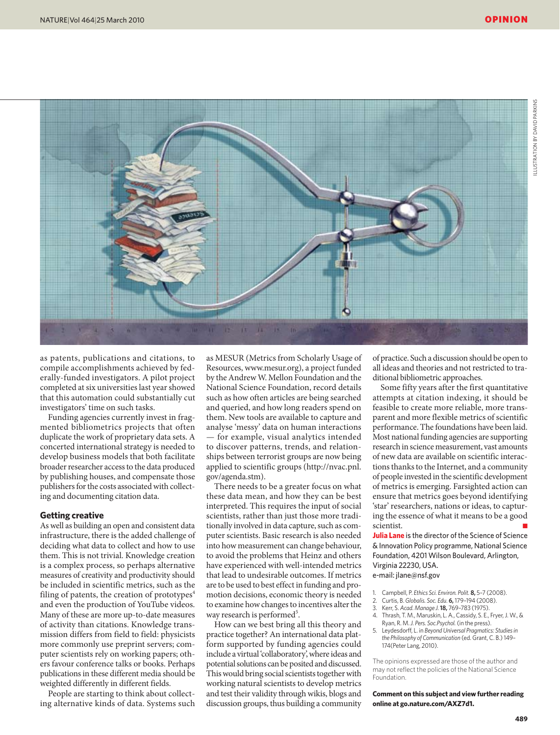as patents, publications and citations, to compile accomplishments achieved by federally-funded investigators. A pilot project completed at six universities last year showed that this automation could substantially cut investigators' time on such tasks.

Funding agencies currently invest in fragmented bibliometrics projects that often duplicate the work of proprietary data sets. A concerted international strategy is needed to develop business models that both facilitate broader researcher access to the data produced by publishing houses, and compensate those publishers for the costs associated with collecting and documenting citation data.

### Getting creative

As well as building an open and consistent data infrastructure, there is the added challenge of deciding what data to collect and how to use them. This is not trivial. Knowledge creation is a complex process, so perhaps alternative measures of creativity and productivity should be included in scientific metrics, such as the filing of patents, the creation of prototypes[4] and even the production of YouTube videos. Many of these are more up-to-date measures of activity than citations. Knowledge transmission differs from field to field: physicists more commonly use preprint servers; computer scientists rely on working papers; others favour conference talks or books. Perhaps publications in these different media should be weighted differently in different fields.

People are starting to think about collecting alternative kinds of data. Systems such as MESUR (Metrics from Scholarly Usage of Resources, www.mesur.org), a project funded by the Andrew W. Mellon Foundation and the National Science Foundation, record details such as how often articles are being searched and queried, and how long readers spend on them. New tools are available to capture and analyse 'messy' data on human interactions — for example, visual analytics intended to discover patterns, trends, and relationships between terrorist groups are now being applied to scientific groups (http://nvac.pnl.gov/agenda.stm).

There needs to be a greater focus on what these data mean, and how they can be best interpreted. This requires the input of social scientists, rather than just those more traditionally involved in data capture, such as computer scientists. Basic research is also needed into how measurement can change behaviour, to avoid the problems that Heinz and others have experienced with well-intended metrics that lead to undesirable outcomes. If metrics are to be used to best effect in funding and promotion decisions, economic theory is needed to examine how changes to incentives alter the way research is performed[5].

How can we best bring all this theory and practice together? An international data platform supported by funding agencies could include a virtual 'collaboratory', where ideas and potential solutions can be posited and discussed. This would bring social scientists together with working natural scientists to develop metrics and test their validity through wikis, blogs and discussion groups, thus building a community of practice. Such a discussion should be open to all ideas and theories and not restricted to traditional bibliometric approaches.

Some fifty years after the first quantitative attempts at citation indexing, it should be feasible to create more reliable, more transparent and more flexible metrics of scientific performance. The foundations have been laid. Most national funding agencies are supporting research in science measurement, vast amounts of new data are available on scientific interactions thanks to the Internet, and a community of people invested in the scientific development of metrics is emerging. Farsighted action can ensure that metrics goes beyond identifying 'star' researchers, nations or ideas, to capturing the essence of what it means to be a good scientist. ■

**Julia Lane** is the director of the Science of Science & Innovation Policy programme, National Science Foundation, 4201 Wilson Boulevard, Arlington, Virginia 22230, USA.
e-mail: jlane@nsf.gov

1. Campbell, P. *Ethics Sci. Environ. Polit.* **8,** 5–7 (2008).
2. Curtis, B. *Globalis. Soc. Edu.* **6,** 179–194 (2008).
3. Kerr, S. *Acad. Manage J.* **18,** 769–783 (1975).
4. Thrash, T. M., Maruskin, L. A., Cassidy, S. E., Fryer, J. W., & Ryan, R. M. *J. Pers. Soc.Psychol.* (in the press).
5. Leydesdorff, L. in *Beyond Universal Pragmatics: Studies in the Philosophy of Communication* (ed. Grant, C. B.) 149–174(Peter Lang, 2010).

The opinions expressed are those of the author and may not reflect the policies of the National Science Foundation.

**Comment on this subject and view further reading online at go.nature.com/AXZ7d1.**